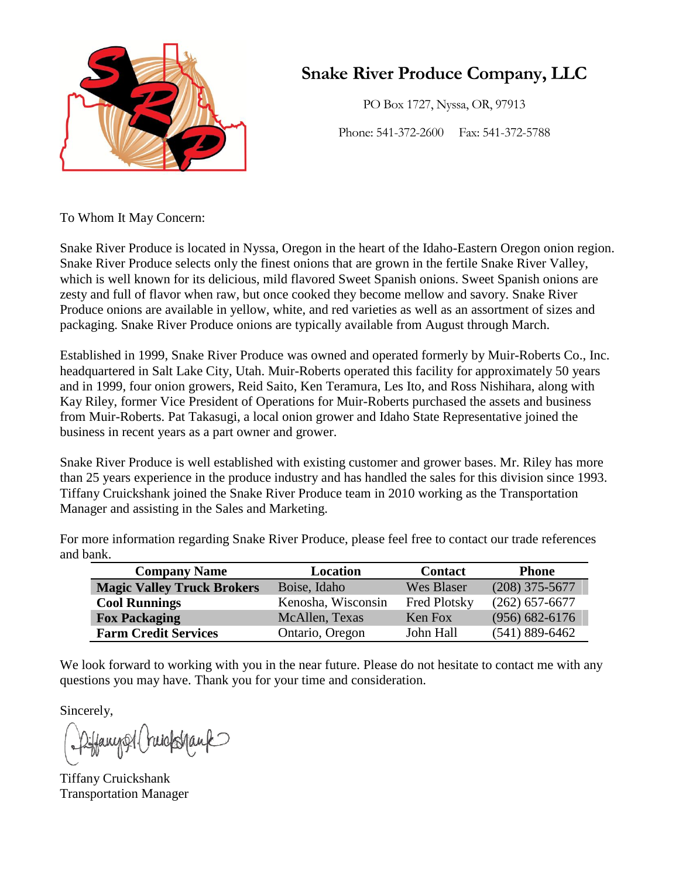# Snake River Produce Company, LLC

PO Box 1727, Nyssa, OR, 97913

Phone: 541-372-2600 Fax: 541-372-5788

To Whom It May Concern:

Snake River Produce is located in Nyssa, Oregon in the heart of the Idaho-Eastern Oregon onion region. Snake River Produce selects only the finest onions that are grown in the fertile Snake River Valley, which is well known for its delicious, mild flavored Sweet Spanish onions. Sweet Spanish onions are zesty and full of flavor when raw, but once cooked they become mellow and savory. Snake River Produce onions are available in yellow, white, and red varieties as well as an assortment of sizes and packaging. Snake River Produce onions are typically available from August through March.

Established in 1999, Snake River Produce was owned and operated formerly by Muir-Roberts Co., Inc. headquartered in Salt Lake City, Utah. Muir-Roberts operated this facility for approximately 50 years and in 1999, four onion growers, Reid Saito, Ken Teramura, Les Ito, and Ross Nishihara, along with Kay Riley, former Vice President of Operations for Muir-Roberts purchased the assets and business from Muir-Roberts. Pat Takasugi, a local onion grower and Idaho State Representative joined the business in recent years as a part owner and grower.

Snake River Produce is well established with existing customer and grower bases. Mr. Riley has more than 25 years experience in the produce industry and has handled the sales for this division since 1993. Tiffany Cruickshank joined the Snake River Produce team in 2010 working as the Transportation Manager and assisting in the Sales and Marketing.

For more information regarding Snake River Produce, please feel free to contact our trade references and bank.

| Company Name | Location | Contact | Phone |
|---|---|---|---|
| **Magic Valley Truck Brokers** | Boise, Idaho | Wes Blaser | (208) 375-5677 |
| **Cool Runnings** | Kenosha, Wisconsin | Fred Plotsky | (262) 657-6677 |
| **Fox Packaging** | McAllen, Texas | Ken Fox | (956) 682-6176 |
| **Farm Credit Services** | Ontario, Oregon | John Hall | (541) 889-6462 |

We look forward to working with you in the near future. Please do not hesitate to contact me with any questions you may have. Thank you for your time and consideration.

Sincerely,

Tiffany Cruickshank
Transportation Manager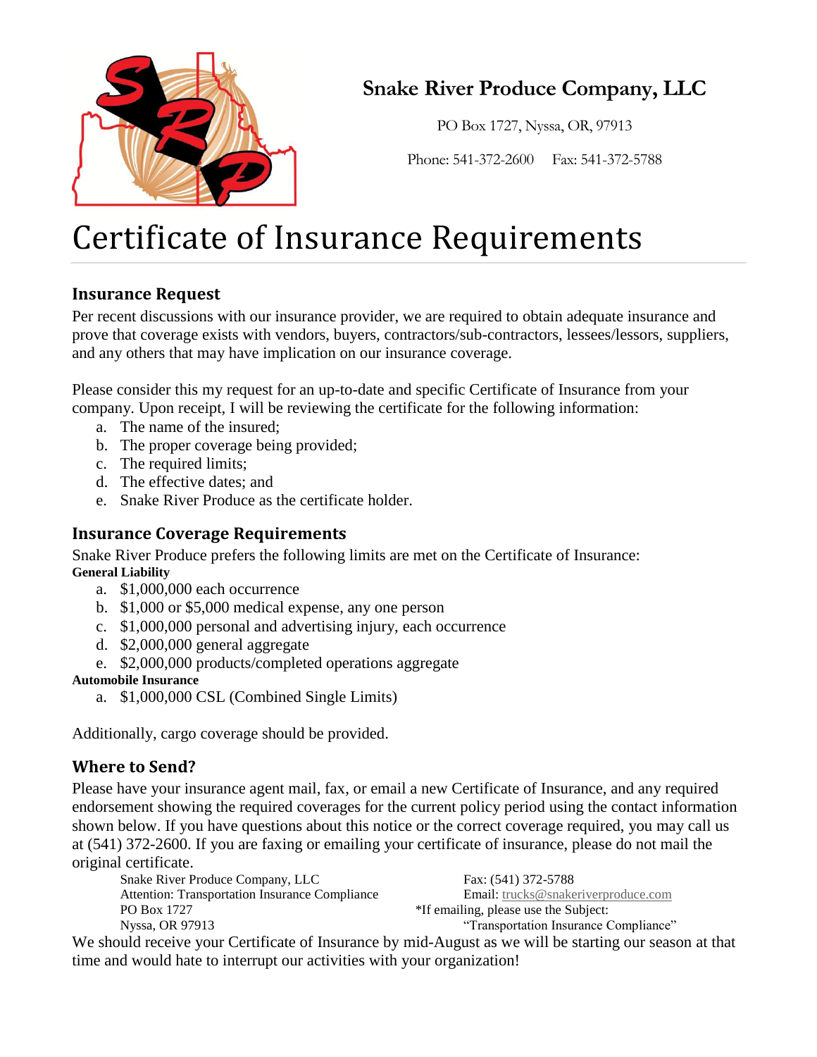**Snake River Produce Company, LLC**

PO Box 1727, Nyssa, OR, 97913

Phone: 541-372-2600 Fax: 541-372-5788

# Certificate of Insurance Requirements

## Insurance Request

Per recent discussions with our insurance provider, we are required to obtain adequate insurance and prove that coverage exists with vendors, buyers, contractors/sub-contractors, lessees/lessors, suppliers, and any others that may have implication on our insurance coverage.

Please consider this my request for an up-to-date and specific Certificate of Insurance from your company. Upon receipt, I will be reviewing the certificate for the following information:

a. The name of the insured;
b. The proper coverage being provided;
c. The required limits;
d. The effective dates; and
e. Snake River Produce as the certificate holder.

## Insurance Coverage Requirements

Snake River Produce prefers the following limits are met on the Certificate of Insurance:

**General Liability**

a. $1,000,000 each occurrence
b. $1,000 or $5,000 medical expense, any one person
c. $1,000,000 personal and advertising injury, each occurrence
d. $2,000,000 general aggregate
e. $2,000,000 products/completed operations aggregate

**Automobile Insurance**

a. $1,000,000 CSL (Combined Single Limits)

Additionally, cargo coverage should be provided.

## Where to Send?

Please have your insurance agent mail, fax, or email a new Certificate of Insurance, and any required endorsement showing the required coverages for the current policy period using the contact information shown below. If you have questions about this notice or the correct coverage required, you may call us at (541) 372-2600. If you are faxing or emailing your certificate of insurance, please do not mail the original certificate.

Snake River Produce Company, LLC
Attention: Transportation Insurance Compliance
PO Box 1727
Nyssa, OR 97913

Fax: (541) 372-5788
Email: trucks@snakeriverproduce.com
*If emailing, please use the Subject:
"Transportation Insurance Compliance"

We should receive your Certificate of Insurance by mid-August as we will be starting our season at that time and would hate to interrupt our activities with your organization!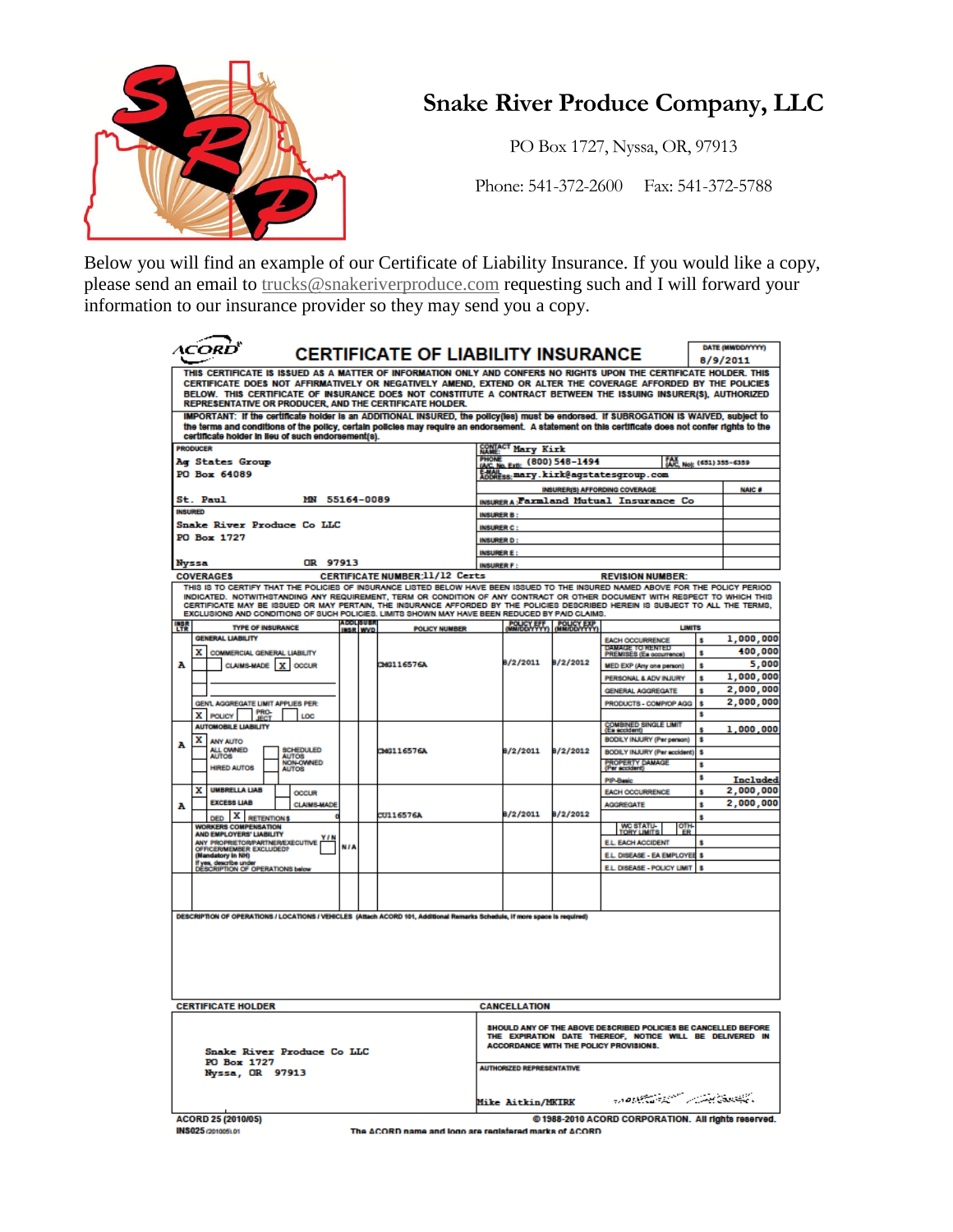# Snake River Produce Company, LLC

PO Box 1727, Nyssa, OR, 97913

Phone: 541-372-2600 Fax: 541-372-5788

Below you will find an example of our Certificate of Liability Insurance. If you would like a copy, please send an email to trucks@snakeriverproduce.com requesting such and I will forward your information to our insurance provider so they may send you a copy.

## ACORD CERTIFICATE OF LIABILITY INSURANCE

DATE (MM/DD/YYYY): 8/9/2011

THIS CERTIFICATE IS ISSUED AS A MATTER OF INFORMATION ONLY AND CONFERS NO RIGHTS UPON THE CERTIFICATE HOLDER. THIS CERTIFICATE DOES NOT AFFIRMATIVELY OR NEGATIVELY AMEND, EXTEND OR ALTER THE COVERAGE AFFORDED BY THE POLICIES BELOW. THIS CERTIFICATE OF INSURANCE DOES NOT CONSTITUTE A CONTRACT BETWEEN THE ISSUING INSURER(S), AUTHORIZED REPRESENTATIVE OR PRODUCER, AND THE CERTIFICATE HOLDER.

IMPORTANT: If the certificate holder is an ADDITIONAL INSURED, the policy(ies) must be endorsed. If SUBROGATION IS WAIVED, subject to the terms and conditions of the policy, certain policies may require an endorsement. A statement on this certificate does not confer rights to the certificate holder in lieu of such endorsement(s).

**PRODUCER**
Ag States Group
PO Box 64089
St. Paul MN 55164-0089

**CONTACT NAME:** Mary Kirk
**PHONE (A/C, No, Ext):** (800) 548-1494 **FAX (A/C, No):** (651) 355-6359
**E-MAIL ADDRESS:** mary.kirk@agstatesgroup.com

| INSURER(S) AFFORDING COVERAGE | NAIC # |
|---|---|
| INSURER A: Farmland Mutual Insurance Co | |
| INSURER B: | |
| INSURER C: | |
| INSURER D: | |
| INSURER E: | |
| INSURER F: | |

**INSURED**
Snake River Produce Co LLC
PO Box 1727
Nyssa OR 97913

**COVERAGES** CERTIFICATE NUMBER: 11/12 Certs REVISION NUMBER:

THIS IS TO CERTIFY THAT THE POLICIES OF INSURANCE LISTED BELOW HAVE BEEN ISSUED TO THE INSURED NAMED ABOVE FOR THE POLICY PERIOD INDICATED. NOTWITHSTANDING ANY REQUIREMENT, TERM OR CONDITION OF ANY CONTRACT OR OTHER DOCUMENT WITH RESPECT TO WHICH THIS CERTIFICATE MAY BE ISSUED OR MAY PERTAIN, THE INSURANCE AFFORDED BY THE POLICIES DESCRIBED HEREIN IS SUBJECT TO ALL THE TERMS, EXCLUSIONS AND CONDITIONS OF SUCH POLICIES. LIMITS SHOWN MAY HAVE BEEN REDUCED BY PAID CLAIMS.

| INSR LTR | TYPE OF INSURANCE | ADDL INSR | SUBR WVD | POLICY NUMBER | POLICY EFF (MM/DD/YYYY) | POLICY EXP (MM/DD/YYYY) | LIMITS | |
|---|---|---|---|---|---|---|---|---|
| A | GENERAL LIABILITY: X COMMERCIAL GENERAL LIABILITY; CLAIMS-MADE X OCCUR; GEN'L AGGREGATE LIMIT APPLIES PER: X POLICY, PRO-JECT, LOC | | | CMG116576A | 8/2/2011 | 8/2/2012 | EACH OCCURRENCE | $ 1,000,000 |
| | | | | | | | DAMAGE TO RENTED PREMISES (Ea occurrence) | $ 400,000 |
| | | | | | | | MED EXP (Any one person) | $ 5,000 |
| | | | | | | | PERSONAL & ADV INJURY | $ 1,000,000 |
| | | | | | | | GENERAL AGGREGATE | $ 2,000,000 |
| | | | | | | | PRODUCTS - COMP/OP AGG | $ 2,000,000 |
| A | AUTOMOBILE LIABILITY: X ANY AUTO; ALL OWNED AUTOS; SCHEDULED AUTOS; HIRED AUTOS; NON-OWNED AUTOS | | | CMG116576A | 8/2/2011 | 8/2/2012 | COMBINED SINGLE LIMIT (Ea accident) | $ 1,000,000 |
| | | | | | | | BODILY INJURY (Per person) | $ |
| | | | | | | | BODILY INJURY (Per accident) | $ |
| | | | | | | | PROPERTY DAMAGE (Per accident) | $ |
| | | | | | | | PIP-Basic | $ Included |
| A | X UMBRELLA LIAB, OCCUR; EXCESS LIAB, CLAIMS-MADE; DED X RETENTION $ 0 | | | CU116576A | 8/2/2011 | 8/2/2012 | EACH OCCURRENCE | $ 2,000,000 |
| | | | | | | | AGGREGATE | $ 2,000,000 |
| | WORKERS COMPENSATION AND EMPLOYERS' LIABILITY; ANY PROPRIETOR/PARTNER/EXECUTIVE OFFICER/MEMBER EXCLUDED? (Mandatory in NH) Y/N; If yes, describe under DESCRIPTION OF OPERATIONS below | N/A | | | | | WC STATU-TORY LIMITS / OTH-ER | |
| | | | | | | | E.L. EACH ACCIDENT | $ |
| | | | | | | | E.L. DISEASE - EA EMPLOYEE | $ |
| | | | | | | | E.L. DISEASE - POLICY LIMIT | $ |

**DESCRIPTION OF OPERATIONS / LOCATIONS / VEHICLES** (Attach ACORD 101, Additional Remarks Schedule, if more space is required)

**CERTIFICATE HOLDER**
Snake River Produce Co LLC
PO Box 1727
Nyssa, OR 97913

**CANCELLATION**
SHOULD ANY OF THE ABOVE DESCRIBED POLICIES BE CANCELLED BEFORE THE EXPIRATION DATE THEREOF, NOTICE WILL BE DELIVERED IN ACCORDANCE WITH THE POLICY PROVISIONS.

AUTHORIZED REPRESENTATIVE
Mike Aitkin/MKIRK

ACORD 25 (2010/05) © 1988-2010 ACORD CORPORATION. All rights reserved.
INS025 (201005).01 The ACORD name and logo are registered marks of ACORD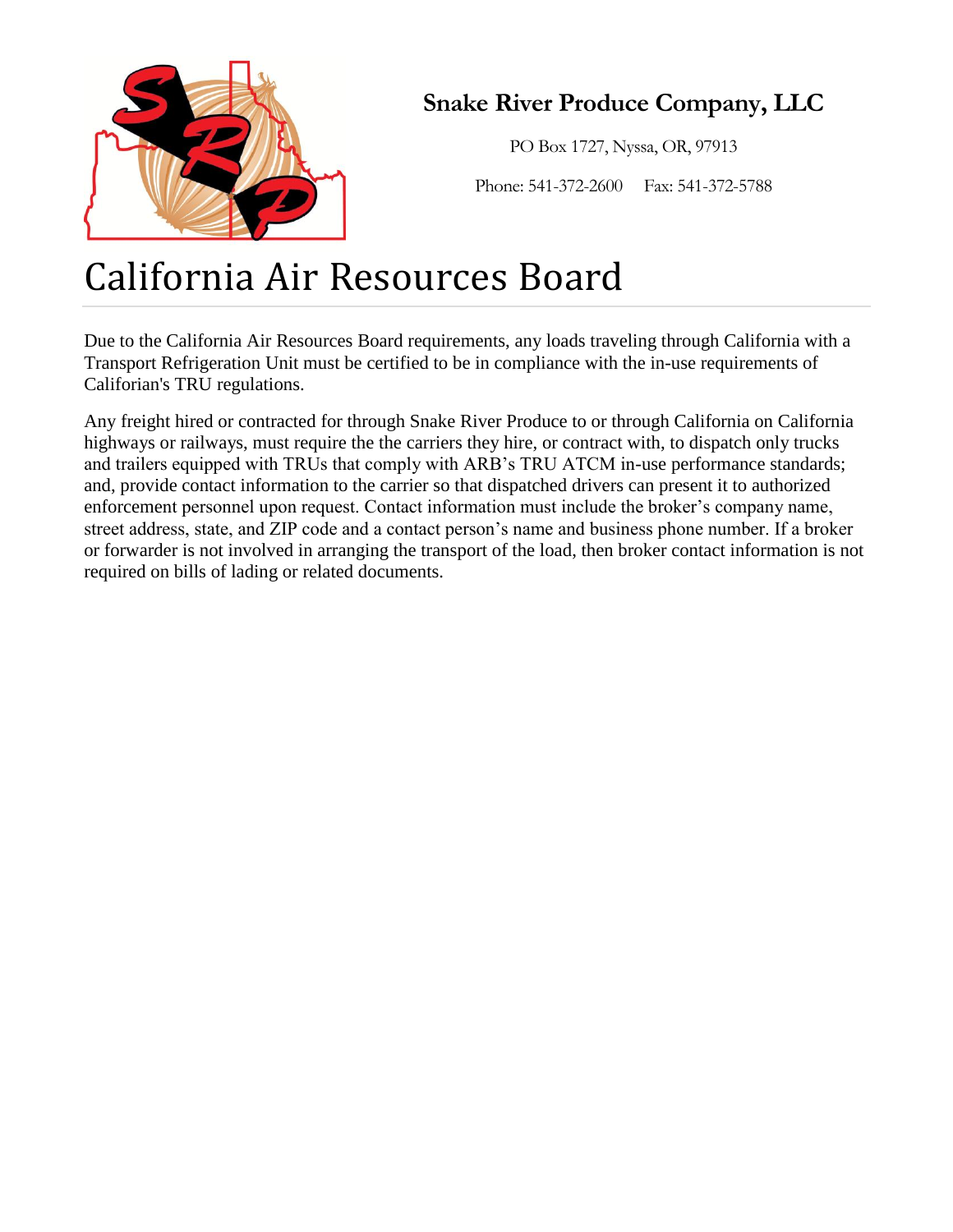**Snake River Produce Company, LLC**

PO Box 1727, Nyssa, OR, 97913

Phone: 541-372-2600 Fax: 541-372-5788

# California Air Resources Board

Due to the California Air Resources Board requirements, any loads traveling through California with a Transport Refrigeration Unit must be certified to be in compliance with the in-use requirements of Californian's TRU regulations.

Any freight hired or contracted for through Snake River Produce to or through California on California highways or railways, must require the the carriers they hire, or contract with, to dispatch only trucks and trailers equipped with TRUs that comply with ARB's TRU ATCM in-use performance standards; and, provide contact information to the carrier so that dispatched drivers can present it to authorized enforcement personnel upon request. Contact information must include the broker's company name, street address, state, and ZIP code and a contact person's name and business phone number. If a broker or forwarder is not involved in arranging the transport of the load, then broker contact information is not required on bills of lading or related documents.